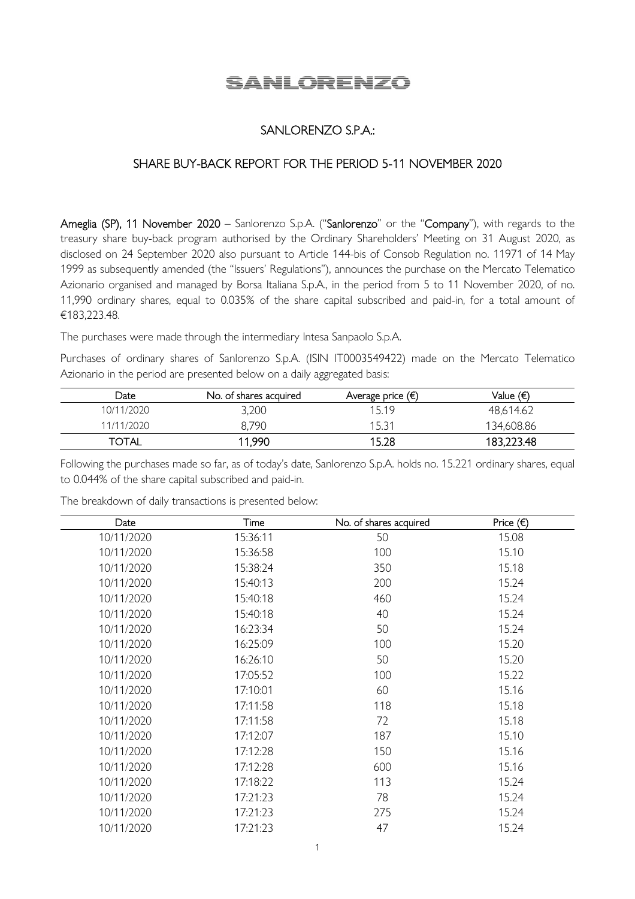# SANLORENZO

## SANLORENZO S.P.A.:

## SHARE BUY-BACK REPORT FOR THE PERIOD 5-11 NOVEMBER 2020

**Ameglia (SP), 11 November 2020** – Sanlorenzo S.p.A. ("**Sanlorenzo**" or the "**Company**"), with regards to the treasury share buy-back program authorised by the Ordinary Shareholders' Meeting on 31 August 2020, as disclosed on 24 September 2020 also pursuant to Article 144-bis of Consob Regulation no. 11971 of 14 May 1999 as subsequently amended (the "Issuers' Regulations"), announces the purchase on the Mercato Telematico Azionario organised and managed by Borsa Italiana S.p.A., in the period from 5 to 11 November 2020, of no. 11,990 ordinary shares, equal to 0.035% of the share capital subscribed and paid-in, for a total amount of €183,223.48.

The purchases were made through the intermediary Intesa Sanpaolo S.p.A.

Purchases of ordinary shares of Sanlorenzo S.p.A. (ISIN IT0003549422) made on the Mercato Telematico Azionario in the period are presented below on a daily aggregated basis:

| Date | No. of shares acquired | Average price (€) | Value (€) |
|---|---|---|---|
| 10/11/2020 | 3,200 | 15.19 | 48,614.62 |
| 11/11/2020 | 8,790 | 15.31 | 134,608.86 |
| **TOTAL** | **11,990** | **15.28** | **183,223.48** |

Following the purchases made so far, as of today's date, Sanlorenzo S.p.A. holds no. 15.221 ordinary shares, equal to 0.044% of the share capital subscribed and paid-in.

The breakdown of daily transactions is presented below:

| Date | Time | No. of shares acquired | Price (€) |
|---|---|---|---|
| 10/11/2020 | 15:36:11 | 50 | 15.08 |
| 10/11/2020 | 15:36:58 | 100 | 15.10 |
| 10/11/2020 | 15:38:24 | 350 | 15.18 |
| 10/11/2020 | 15:40:13 | 200 | 15.24 |
| 10/11/2020 | 15:40:18 | 460 | 15.24 |
| 10/11/2020 | 15:40:18 | 40 | 15.24 |
| 10/11/2020 | 16:23:34 | 50 | 15.24 |
| 10/11/2020 | 16:25:09 | 100 | 15.20 |
| 10/11/2020 | 16:26:10 | 50 | 15.20 |
| 10/11/2020 | 17:05:52 | 100 | 15.22 |
| 10/11/2020 | 17:10:01 | 60 | 15.16 |
| 10/11/2020 | 17:11:58 | 118 | 15.18 |
| 10/11/2020 | 17:11:58 | 72 | 15.18 |
| 10/11/2020 | 17:12:07 | 187 | 15.10 |
| 10/11/2020 | 17:12:28 | 150 | 15.16 |
| 10/11/2020 | 17:12:28 | 600 | 15.16 |
| 10/11/2020 | 17:18:22 | 113 | 15.24 |
| 10/11/2020 | 17:21:23 | 78 | 15.24 |
| 10/11/2020 | 17:21:23 | 275 | 15.24 |
| 10/11/2020 | 17:21:23 | 47 | 15.24 |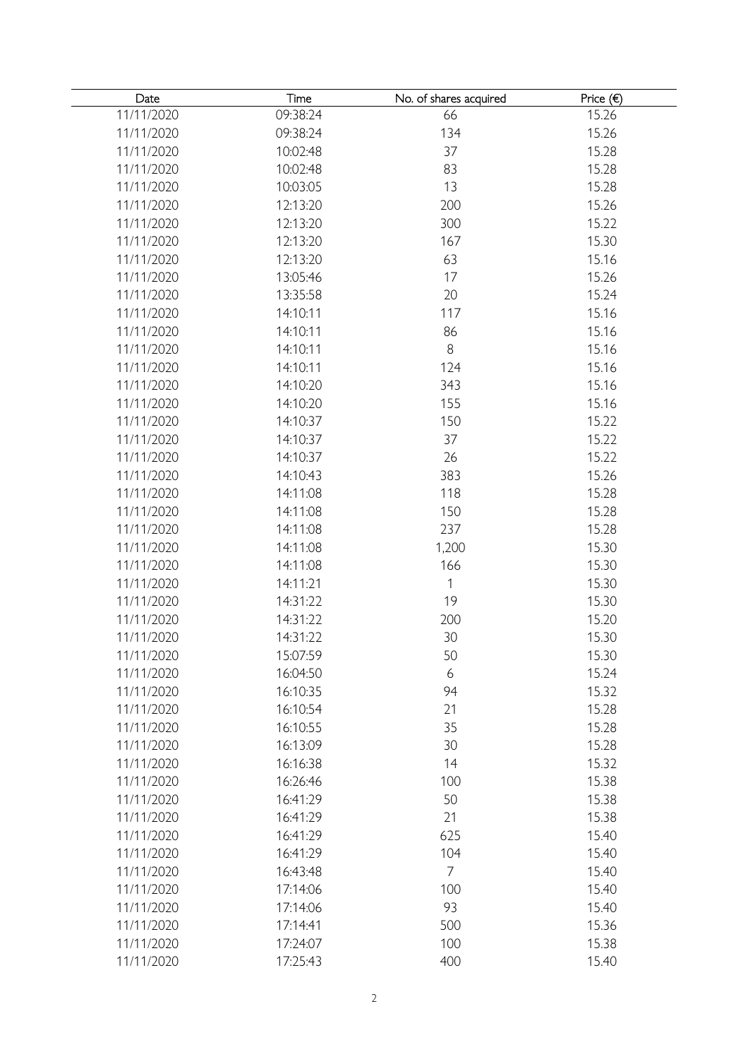| Date | Time | No. of shares acquired | Price (€) |
|---|---|---|---|
| 11/11/2020 | 09:38:24 | 66 | 15.26 |
| 11/11/2020 | 09:38:24 | 134 | 15.26 |
| 11/11/2020 | 10:02:48 | 37 | 15.28 |
| 11/11/2020 | 10:02:48 | 83 | 15.28 |
| 11/11/2020 | 10:03:05 | 13 | 15.28 |
| 11/11/2020 | 12:13:20 | 200 | 15.26 |
| 11/11/2020 | 12:13:20 | 300 | 15.22 |
| 11/11/2020 | 12:13:20 | 167 | 15.30 |
| 11/11/2020 | 12:13:20 | 63 | 15.16 |
| 11/11/2020 | 13:05:46 | 17 | 15.26 |
| 11/11/2020 | 13:35:58 | 20 | 15.24 |
| 11/11/2020 | 14:10:11 | 117 | 15.16 |
| 11/11/2020 | 14:10:11 | 86 | 15.16 |
| 11/11/2020 | 14:10:11 | 8 | 15.16 |
| 11/11/2020 | 14:10:11 | 124 | 15.16 |
| 11/11/2020 | 14:10:20 | 343 | 15.16 |
| 11/11/2020 | 14:10:20 | 155 | 15.16 |
| 11/11/2020 | 14:10:37 | 150 | 15.22 |
| 11/11/2020 | 14:10:37 | 37 | 15.22 |
| 11/11/2020 | 14:10:37 | 26 | 15.22 |
| 11/11/2020 | 14:10:43 | 383 | 15.26 |
| 11/11/2020 | 14:11:08 | 118 | 15.28 |
| 11/11/2020 | 14:11:08 | 150 | 15.28 |
| 11/11/2020 | 14:11:08 | 237 | 15.28 |
| 11/11/2020 | 14:11:08 | 1,200 | 15.30 |
| 11/11/2020 | 14:11:08 | 166 | 15.30 |
| 11/11/2020 | 14:11:21 | 1 | 15.30 |
| 11/11/2020 | 14:31:22 | 19 | 15.30 |
| 11/11/2020 | 14:31:22 | 200 | 15.20 |
| 11/11/2020 | 14:31:22 | 30 | 15.30 |
| 11/11/2020 | 15:07:59 | 50 | 15.30 |
| 11/11/2020 | 16:04:50 | 6 | 15.24 |
| 11/11/2020 | 16:10:35 | 94 | 15.32 |
| 11/11/2020 | 16:10:54 | 21 | 15.28 |
| 11/11/2020 | 16:10:55 | 35 | 15.28 |
| 11/11/2020 | 16:13:09 | 30 | 15.28 |
| 11/11/2020 | 16:16:38 | 14 | 15.32 |
| 11/11/2020 | 16:26:46 | 100 | 15.38 |
| 11/11/2020 | 16:41:29 | 50 | 15.38 |
| 11/11/2020 | 16:41:29 | 21 | 15.38 |
| 11/11/2020 | 16:41:29 | 625 | 15.40 |
| 11/11/2020 | 16:41:29 | 104 | 15.40 |
| 11/11/2020 | 16:43:48 | 7 | 15.40 |
| 11/11/2020 | 17:14:06 | 100 | 15.40 |
| 11/11/2020 | 17:14:06 | 93 | 15.40 |
| 11/11/2020 | 17:14:41 | 500 | 15.36 |
| 11/11/2020 | 17:24:07 | 100 | 15.38 |
| 11/11/2020 | 17:25:43 | 400 | 15.40 |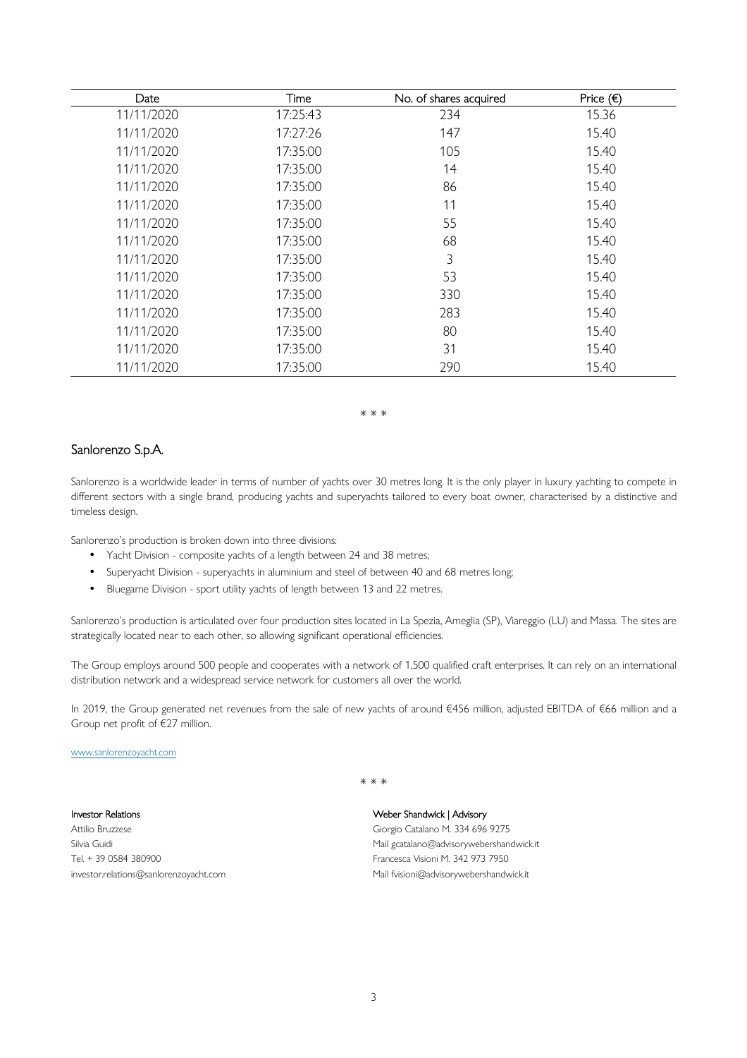| Date | Time | No. of shares acquired | Price (€) |
|---|---|---|---|
| 11/11/2020 | 17:25:43 | 234 | 15.36 |
| 11/11/2020 | 17:27:26 | 147 | 15.40 |
| 11/11/2020 | 17:35:00 | 105 | 15.40 |
| 11/11/2020 | 17:35:00 | 14 | 15.40 |
| 11/11/2020 | 17:35:00 | 86 | 15.40 |
| 11/11/2020 | 17:35:00 | 11 | 15.40 |
| 11/11/2020 | 17:35:00 | 55 | 15.40 |
| 11/11/2020 | 17:35:00 | 68 | 15.40 |
| 11/11/2020 | 17:35:00 | 3 | 15.40 |
| 11/11/2020 | 17:35:00 | 53 | 15.40 |
| 11/11/2020 | 17:35:00 | 330 | 15.40 |
| 11/11/2020 | 17:35:00 | 283 | 15.40 |
| 11/11/2020 | 17:35:00 | 80 | 15.40 |
| 11/11/2020 | 17:35:00 | 31 | 15.40 |
| 11/11/2020 | 17:35:00 | 290 | 15.40 |

\* \* \*

## Sanlorenzo S.p.A.

Sanlorenzo is a worldwide leader in terms of number of yachts over 30 metres long. It is the only player in luxury yachting to compete in different sectors with a single brand, producing yachts and superyachts tailored to every boat owner, characterised by a distinctive and timeless design.

Sanlorenzo's production is broken down into three divisions:

- Yacht Division - composite yachts of a length between 24 and 38 metres;
- Superyacht Division - superyachts in aluminium and steel of between 40 and 68 metres long;
- Bluegame Division - sport utility yachts of length between 13 and 22 metres.

Sanlorenzo's production is articulated over four production sites located in La Spezia, Ameglia (SP), Viareggio (LU) and Massa. The sites are strategically located near to each other, so allowing significant operational efficiencies.

The Group employs around 500 people and cooperates with a network of 1,500 qualified craft enterprises. It can rely on an international distribution network and a widespread service network for customers all over the world.

In 2019, the Group generated net revenues from the sale of new yachts of around €456 million, adjusted EBITDA of €66 million and a Group net profit of €27 million.

www.sanlorenzoyacht.com

\* \* \*

**Investor Relations**
Attilio Bruzzese
Silvia Guidi
Tel. + 39 0584 380900
investor.relations@sanlorenzoyacht.com

**Weber Shandwick | Advisory**
Giorgio Catalano M. 334 696 9275
Mail gcatalano@advisorywebershandwick.it
Francesca Visioni M. 342 973 7950
Mail fvisioni@advisorywebershandwick.it